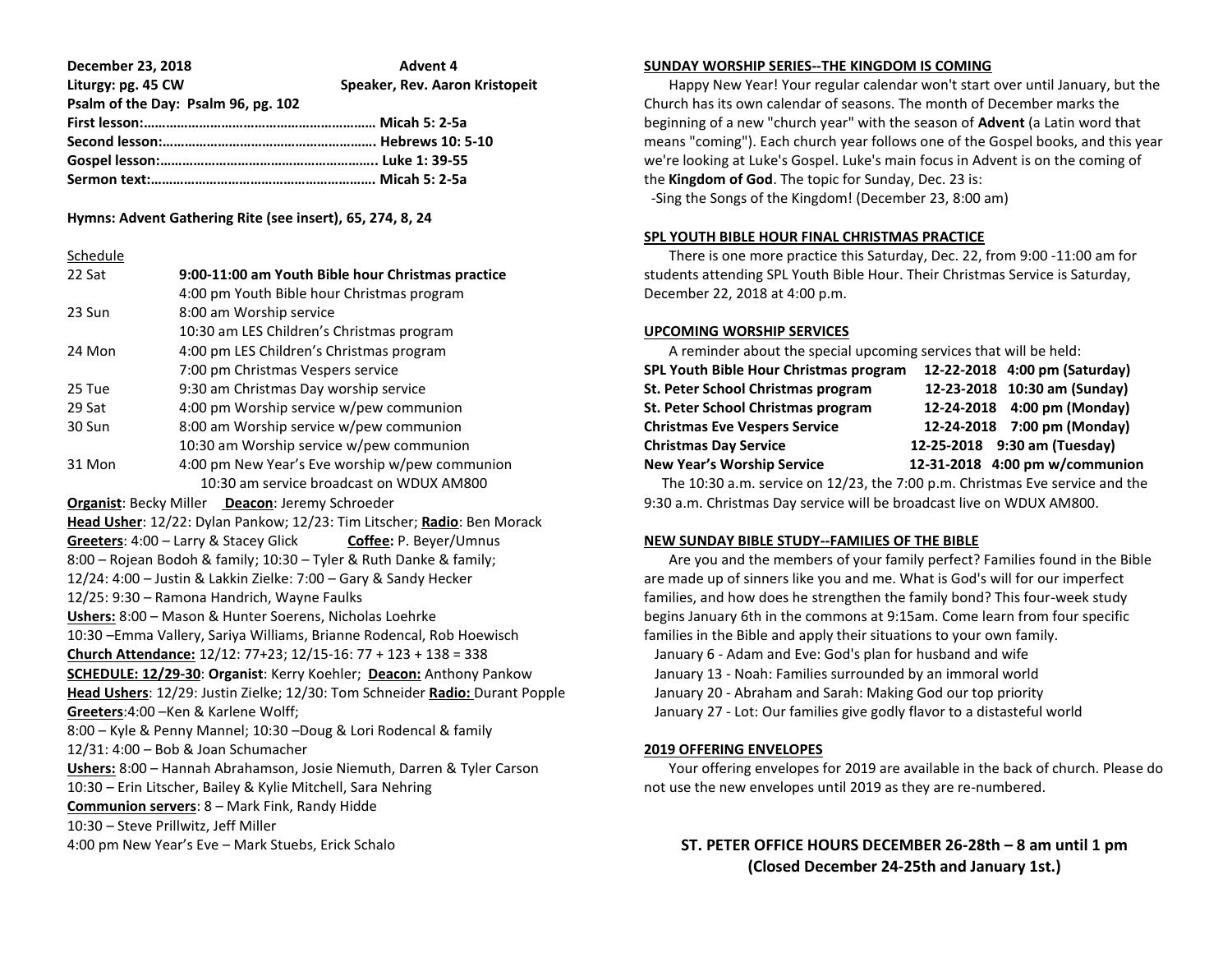**December 23, 2018** **Advent 4**

**Liturgy: pg. 45 CW** **Speaker, Rev. Aaron Kristopeit**

**Psalm of the Day: Psalm 96, pg. 102**

**First lesson:……………………………………………………… Micah 5: 2-5a**

**Second lesson:…………………………………………………. Hebrews 10: 5-10**

**Gospel lesson:………………………………………………….. Luke 1: 39-55**

**Sermon text:……………………………………………………. Micah 5: 2-5a**

**Hymns: Advent Gathering Rite (see insert), 65, 274, 8, 24**

Schedule

| | |
|---|---|
| 22 Sat | **9:00-11:00 am Youth Bible hour Christmas practice** |
| | 4:00 pm Youth Bible hour Christmas program |
| 23 Sun | 8:00 am Worship service |
| | 10:30 am LES Children's Christmas program |
| 24 Mon | 4:00 pm LES Children's Christmas program |
| | 7:00 pm Christmas Vespers service |
| 25 Tue | 9:30 am Christmas Day worship service |
| 29 Sat | 4:00 pm Worship service w/pew communion |
| 30 Sun | 8:00 am Worship service w/pew communion |
| | 10:30 am Worship service w/pew communion |
| 31 Mon | 4:00 pm New Year's Eve worship w/pew communion |
| | 10:30 am service broadcast on WDUX AM800 |

**Organist**: Becky Miller **Deacon**: Jeremy Schroeder

**Head Usher**: 12/22: Dylan Pankow; 12/23: Tim Litscher; **Radio**: Ben Morack

**Greeters**: 4:00 – Larry & Stacey Glick **Coffee:** P. Beyer/Umnus

8:00 – Rojean Bodoh & family; 10:30 – Tyler & Ruth Danke & family;

12/24: 4:00 – Justin & Lakkin Zielke: 7:00 – Gary & Sandy Hecker

12/25: 9:30 – Ramona Handrich, Wayne Faulks

**Ushers:** 8:00 – Mason & Hunter Soerens, Nicholas Loehrke

10:30 –Emma Vallery, Sariya Williams, Brianne Rodencal, Rob Hoewisch

**Church Attendance:** 12/12: 77+23; 12/15-16: 77 + 123 + 138 = 338

**SCHEDULE: 12/29-30**: **Organist**: Kerry Koehler; **Deacon:** Anthony Pankow

**Head Ushers**: 12/29: Justin Zielke; 12/30: Tom Schneider **Radio:** Durant Popple

**Greeters**:4:00 –Ken & Karlene Wolff;

8:00 – Kyle & Penny Mannel; 10:30 –Doug & Lori Rodencal & family

12/31: 4:00 – Bob & Joan Schumacher

**Ushers:** 8:00 – Hannah Abrahamson, Josie Niemuth, Darren & Tyler Carson

10:30 – Erin Litscher, Bailey & Kylie Mitchell, Sara Nehring

**Communion servers**: 8 – Mark Fink, Randy Hidde

10:30 – Steve Prillwitz, Jeff Miller

4:00 pm New Year's Eve – Mark Stuebs, Erick Schalo

## SUNDAY WORSHIP SERIES--THE KINGDOM IS COMING

Happy New Year! Your regular calendar won't start over until January, but the Church has its own calendar of seasons. The month of December marks the beginning of a new "church year" with the season of **Advent** (a Latin word that means "coming"). Each church year follows one of the Gospel books, and this year we're looking at Luke's Gospel. Luke's main focus in Advent is on the coming of the **Kingdom of God**. The topic for Sunday, Dec. 23 is:

-Sing the Songs of the Kingdom! (December 23, 8:00 am)

## SPL YOUTH BIBLE HOUR FINAL CHRISTMAS PRACTICE

There is one more practice this Saturday, Dec. 22, from 9:00 -11:00 am for students attending SPL Youth Bible Hour. Their Christmas Service is Saturday, December 22, 2018 at 4:00 p.m.

## UPCOMING WORSHIP SERVICES

A reminder about the special upcoming services that will be held:

| | | |
|---|---|---|
| **SPL Youth Bible Hour Christmas program** | **12-22-2018** | **4:00 pm (Saturday)** |
| **St. Peter School Christmas program** | **12-23-2018** | **10:30 am (Sunday)** |
| **St. Peter School Christmas program** | **12-24-2018** | **4:00 pm (Monday)** |
| **Christmas Eve Vespers Service** | **12-24-2018** | **7:00 pm (Monday)** |
| **Christmas Day Service** | **12-25-2018** | **9:30 am (Tuesday)** |
| **New Year's Worship Service** | **12-31-2018** | **4:00 pm w/communion** |

The 10:30 a.m. service on 12/23, the 7:00 p.m. Christmas Eve service and the 9:30 a.m. Christmas Day service will be broadcast live on WDUX AM800.

## NEW SUNDAY BIBLE STUDY--FAMILIES OF THE BIBLE

Are you and the members of your family perfect? Families found in the Bible are made up of sinners like you and me. What is God's will for our imperfect families, and how does he strengthen the family bond? This four-week study begins January 6th in the commons at 9:15am. Come learn from four specific families in the Bible and apply their situations to your own family.

January 6 - Adam and Eve: God's plan for husband and wife

January 13 - Noah: Families surrounded by an immoral world

January 20 - Abraham and Sarah: Making God our top priority

January 27 - Lot: Our families give godly flavor to a distasteful world

## 2019 OFFERING ENVELOPES

Your offering envelopes for 2019 are available in the back of church. Please do not use the new envelopes until 2019 as they are re-numbered.

**ST. PETER OFFICE HOURS DECEMBER 26-28th – 8 am until 1 pm**
**(Closed December 24-25th and January 1st.)**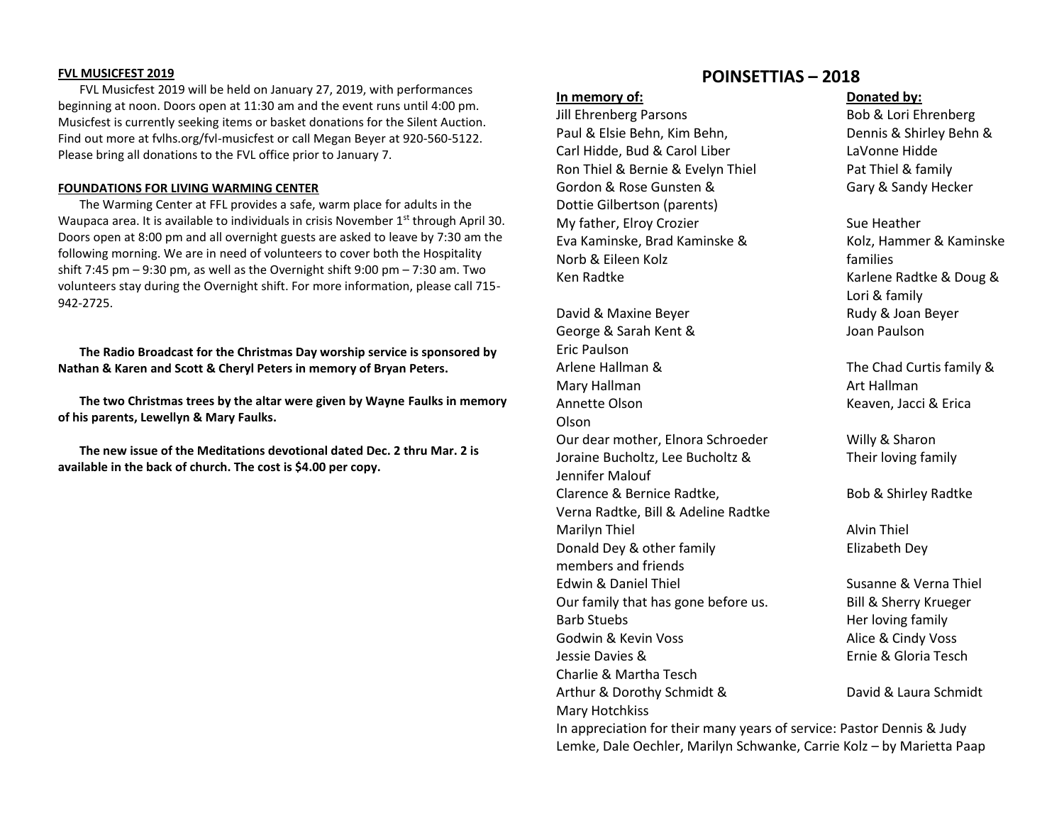**FVL MUSICFEST 2019**

FVL Musicfest 2019 will be held on January 27, 2019, with performances beginning at noon. Doors open at 11:30 am and the event runs until 4:00 pm. Musicfest is currently seeking items or basket donations for the Silent Auction. Find out more at fvlhs.org/fvl-musicfest or call Megan Beyer at 920-560-5122. Please bring all donations to the FVL office prior to January 7.

**FOUNDATIONS FOR LIVING WARMING CENTER**

The Warming Center at FFL provides a safe, warm place for adults in the Waupaca area. It is available to individuals in crisis November 1st through April 30. Doors open at 8:00 pm and all overnight guests are asked to leave by 7:30 am the following morning. We are in need of volunteers to cover both the Hospitality shift 7:45 pm – 9:30 pm, as well as the Overnight shift 9:00 pm – 7:30 am. Two volunteers stay during the Overnight shift. For more information, please call 715-942-2725.

**The Radio Broadcast for the Christmas Day worship service is sponsored by Nathan & Karen and Scott & Cheryl Peters in memory of Bryan Peters.**

**The two Christmas trees by the altar were given by Wayne Faulks in memory of his parents, Lewellyn & Mary Faulks.**

**The new issue of the Meditations devotional dated Dec. 2 thru Mar. 2 is available in the back of church. The cost is $4.00 per copy.**

## POINSETTIAS – 2018

| In memory of: | Donated by: |
|---|---|
| Jill Ehrenberg Parsons | Bob & Lori Ehrenberg |
| Paul & Elsie Behn, Kim Behn, Carl Hidde, Bud & Carol Liber | Dennis & Shirley Behn & LaVonne Hidde |
| Ron Thiel & Bernie & Evelyn Thiel | Pat Thiel & family |
| Gordon & Rose Gunsten & Dottie Gilbertson (parents) | Gary & Sandy Hecker |
| My father, Elroy Crozier | Sue Heather |
| Eva Kaminske, Brad Kaminske & Norb & Eileen Kolz | Kolz, Hammer & Kaminske families |
| Ken Radtke | Karlene Radtke & Doug & Lori & family |
| David & Maxine Beyer | Rudy & Joan Beyer |
| George & Sarah Kent & Eric Paulson | Joan Paulson |
| Arlene Hallman & Mary Hallman | The Chad Curtis family & Art Hallman |
| Annette Olson Olson | Keaven, Jacci & Erica |
| Our dear mother, Elnora Schroeder | Willy & Sharon |
| Joraine Bucholtz, Lee Bucholtz & Jennifer Malouf | Their loving family |
| Clarence & Bernice Radtke, Verna Radtke, Bill & Adeline Radtke | Bob & Shirley Radtke |
| Marilyn Thiel | Alvin Thiel |
| Donald Dey & other family members and friends | Elizabeth Dey |
| Edwin & Daniel Thiel | Susanne & Verna Thiel |
| Our family that has gone before us. | Bill & Sherry Krueger |
| Barb Stuebs | Her loving family |
| Godwin & Kevin Voss | Alice & Cindy Voss |
| Jessie Davies & Charlie & Martha Tesch | Ernie & Gloria Tesch |
| Arthur & Dorothy Schmidt & Mary Hotchkiss | David & Laura Schmidt |

In appreciation for their many years of service: Pastor Dennis & Judy Lemke, Dale Oechler, Marilyn Schwanke, Carrie Kolz – by Marietta Paap